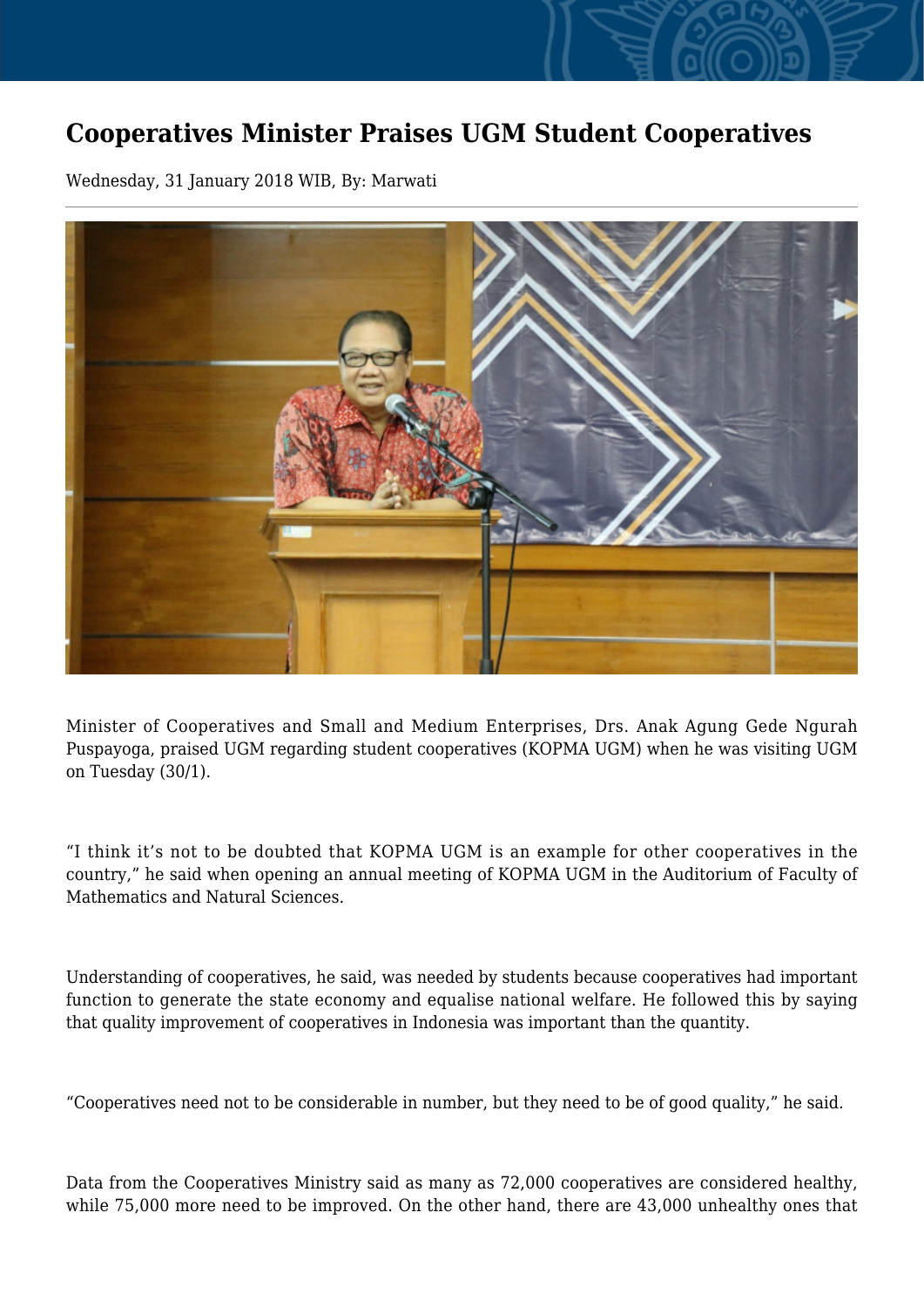# Cooperatives Minister Praises UGM Student Cooperatives

Wednesday, 31 January 2018 WIB, By: Marwati

Minister of Cooperatives and Small and Medium Enterprises, Drs. Anak Agung Gede Ngurah Puspayoga, praised UGM regarding student cooperatives (KOPMA UGM) when he was visiting UGM on Tuesday (30/1).

"I think it's not to be doubted that KOPMA UGM is an example for other cooperatives in the country," he said when opening an annual meeting of KOPMA UGM in the Auditorium of Faculty of Mathematics and Natural Sciences.

Understanding of cooperatives, he said, was needed by students because cooperatives had important function to generate the state economy and equalise national welfare. He followed this by saying that quality improvement of cooperatives in Indonesia was important than the quantity.

"Cooperatives need not to be considerable in number, but they need to be of good quality," he said.

Data from the Cooperatives Ministry said as many as 72,000 cooperatives are considered healthy, while 75,000 more need to be improved. On the other hand, there are 43,000 unhealthy ones that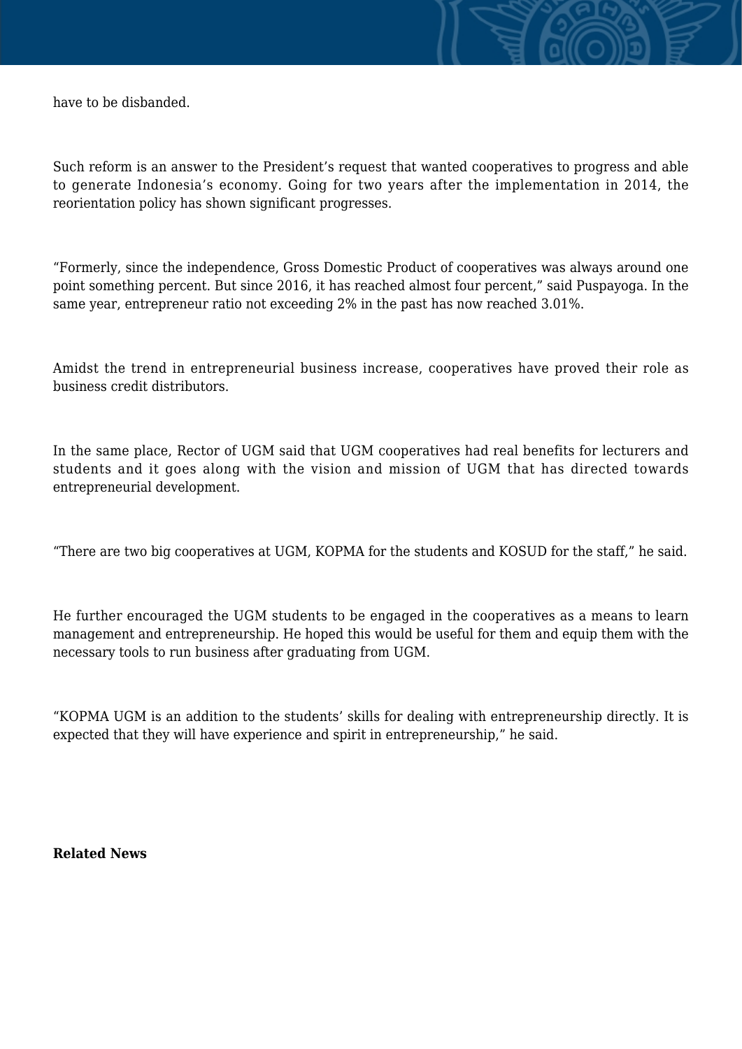have to be disbanded.

Such reform is an answer to the President's request that wanted cooperatives to progress and able to generate Indonesia's economy. Going for two years after the implementation in 2014, the reorientation policy has shown significant progresses.

"Formerly, since the independence, Gross Domestic Product of cooperatives was always around one point something percent. But since 2016, it has reached almost four percent," said Puspayoga. In the same year, entrepreneur ratio not exceeding 2% in the past has now reached 3.01%.

Amidst the trend in entrepreneurial business increase, cooperatives have proved their role as business credit distributors.

In the same place, Rector of UGM said that UGM cooperatives had real benefits for lecturers and students and it goes along with the vision and mission of UGM that has directed towards entrepreneurial development.

"There are two big cooperatives at UGM, KOPMA for the students and KOSUD for the staff," he said.

He further encouraged the UGM students to be engaged in the cooperatives as a means to learn management and entrepreneurship. He hoped this would be useful for them and equip them with the necessary tools to run business after graduating from UGM.

"KOPMA UGM is an addition to the students' skills for dealing with entrepreneurship directly. It is expected that they will have experience and spirit in entrepreneurship," he said.

**Related News**